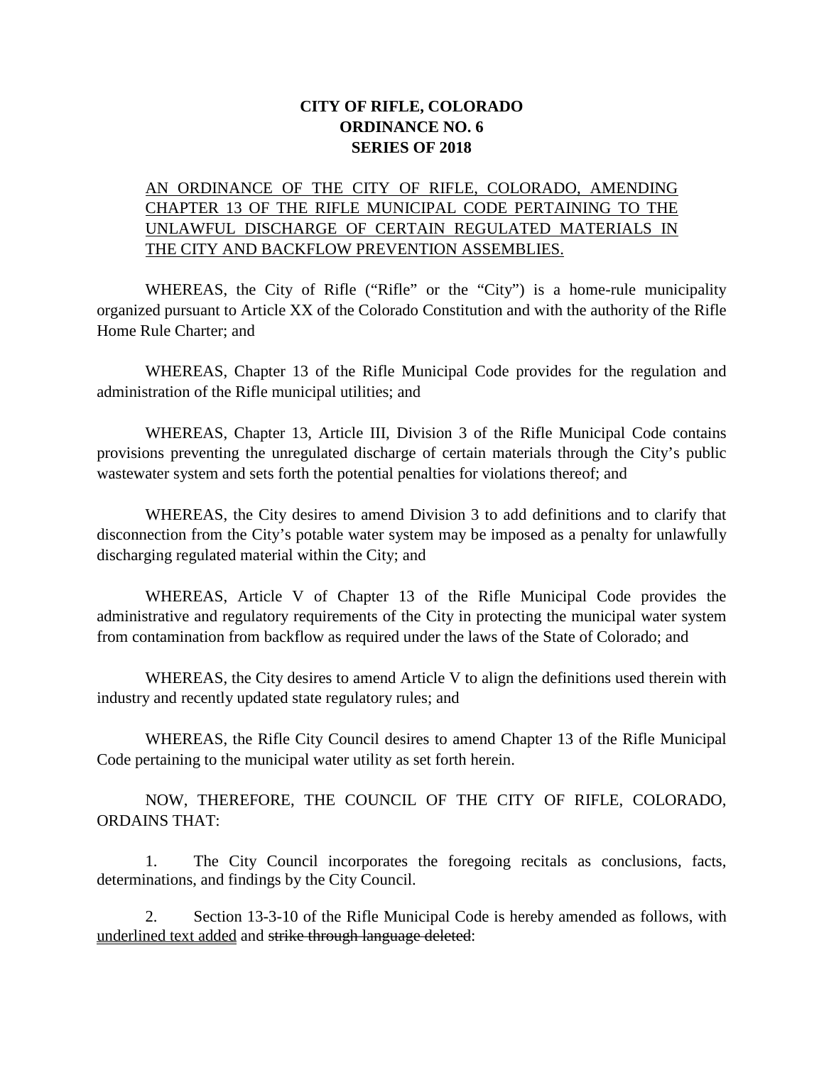**CITY OF RIFLE, COLORADO**
**ORDINANCE NO. 6**
**SERIES OF 2018**

<u>AN ORDINANCE OF THE CITY OF RIFLE, COLORADO, AMENDING CHAPTER 13 OF THE RIFLE MUNICIPAL CODE PERTAINING TO THE UNLAWFUL DISCHARGE OF CERTAIN REGULATED MATERIALS IN THE CITY AND BACKFLOW PREVENTION ASSEMBLIES.</u>

WHEREAS, the City of Rifle ("Rifle" or the "City") is a home-rule municipality organized pursuant to Article XX of the Colorado Constitution and with the authority of the Rifle Home Rule Charter; and

WHEREAS, Chapter 13 of the Rifle Municipal Code provides for the regulation and administration of the Rifle municipal utilities; and

WHEREAS, Chapter 13, Article III, Division 3 of the Rifle Municipal Code contains provisions preventing the unregulated discharge of certain materials through the City's public wastewater system and sets forth the potential penalties for violations thereof; and

WHEREAS, the City desires to amend Division 3 to add definitions and to clarify that disconnection from the City's potable water system may be imposed as a penalty for unlawfully discharging regulated material within the City; and

WHEREAS, Article V of Chapter 13 of the Rifle Municipal Code provides the administrative and regulatory requirements of the City in protecting the municipal water system from contamination from backflow as required under the laws of the State of Colorado; and

WHEREAS, the City desires to amend Article V to align the definitions used therein with industry and recently updated state regulatory rules; and

WHEREAS, the Rifle City Council desires to amend Chapter 13 of the Rifle Municipal Code pertaining to the municipal water utility as set forth herein.

NOW, THEREFORE, THE COUNCIL OF THE CITY OF RIFLE, COLORADO, ORDAINS THAT:

1. The City Council incorporates the foregoing recitals as conclusions, facts, determinations, and findings by the City Council.

2. Section 13-3-10 of the Rifle Municipal Code is hereby amended as follows, with <u>underlined text added</u> and ~~strike through language deleted~~: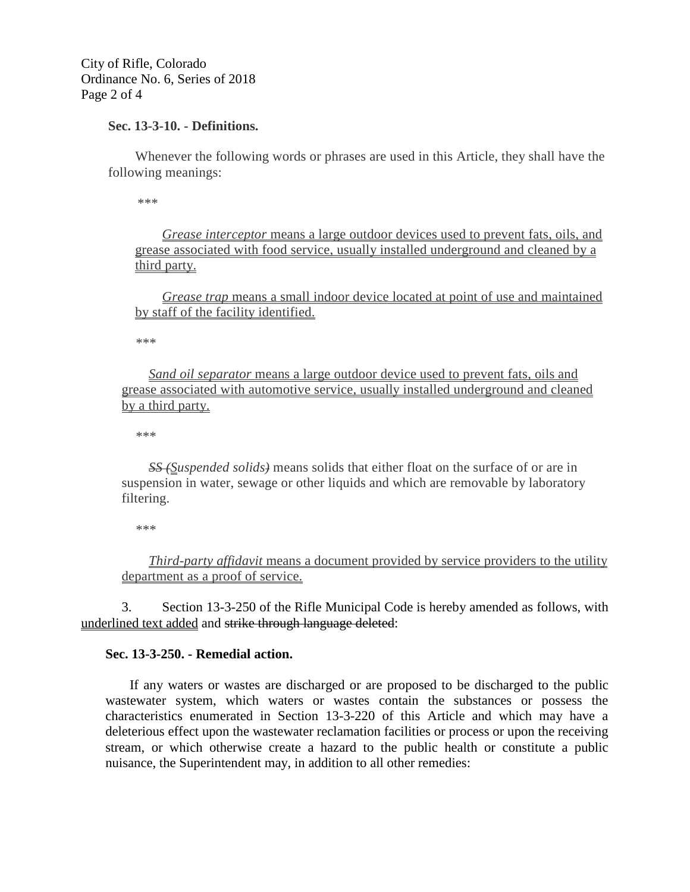**Sec. 13-3-10. - Definitions.**

Whenever the following words or phrases are used in this Article, they shall have the following meanings:

\*\*\*

<u>*Grease interceptor* means a large outdoor devices used to prevent fats, oils, and grease associated with food service, usually installed underground and cleaned by a third party.</u>

<u>*Grease trap* means a small indoor device located at point of use and maintained by staff of the facility identified.</u>

\*\*\*

<u>*Sand oil separator* means a large outdoor device used to prevent fats, oils and grease associated with automotive service, usually installed underground and cleaned by a third party.</u>

\*\*\*

~~*SS (*~~<u>*S*</u>*uspended solids*~~*)*~~ means solids that either float on the surface of or are in suspension in water, sewage or other liquids and which are removable by laboratory filtering.

\*\*\*

<u>*Third-party affidavit* means a document provided by service providers to the utility department as a proof of service.</u>

3. Section 13-3-250 of the Rifle Municipal Code is hereby amended as follows, with <u>underlined text added</u> and ~~strike through language deleted~~:

**Sec. 13-3-250. - Remedial action.**

If any waters or wastes are discharged or are proposed to be discharged to the public wastewater system, which waters or wastes contain the substances or possess the characteristics enumerated in Section 13-3-220 of this Article and which may have a deleterious effect upon the wastewater reclamation facilities or process or upon the receiving stream, or which otherwise create a hazard to the public health or constitute a public nuisance, the Superintendent may, in addition to all other remedies: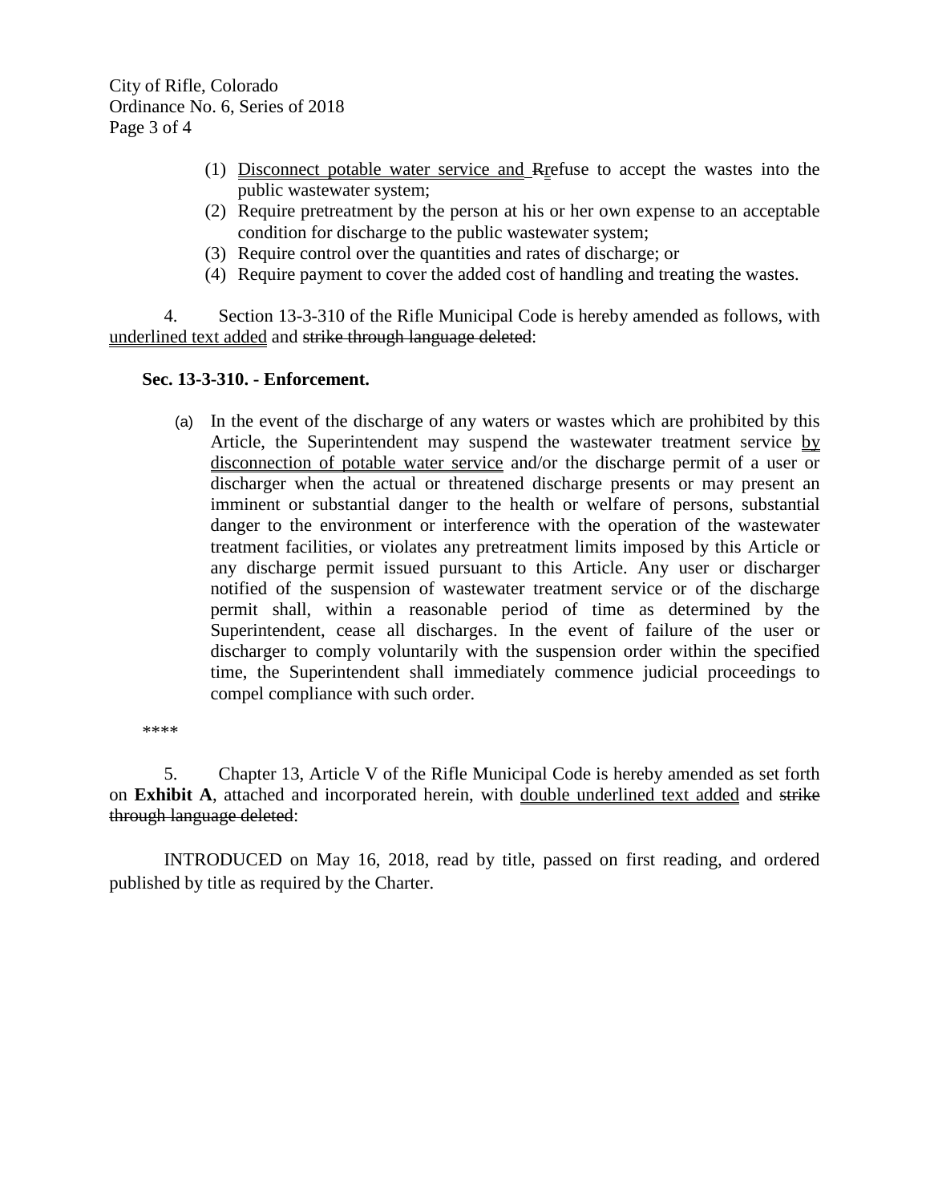(1) Disconnect potable water service and Rrefuse to accept the wastes into the public wastewater system;

(2) Require pretreatment by the person at his or her own expense to an acceptable condition for discharge to the public wastewater system;

(3) Require control over the quantities and rates of discharge; or

(4) Require payment to cover the added cost of handling and treating the wastes.

4. Section 13-3-310 of the Rifle Municipal Code is hereby amended as follows, with underlined text added and ~~strike through language deleted~~:

**Sec. 13-3-310. - Enforcement.**

(a) In the event of the discharge of any waters or wastes which are prohibited by this Article, the Superintendent may suspend the wastewater treatment service by disconnection of potable water service and/or the discharge permit of a user or discharger when the actual or threatened discharge presents or may present an imminent or substantial danger to the health or welfare of persons, substantial danger to the environment or interference with the operation of the wastewater treatment facilities, or violates any pretreatment limits imposed by this Article or any discharge permit issued pursuant to this Article. Any user or discharger notified of the suspension of wastewater treatment service or of the discharge permit shall, within a reasonable period of time as determined by the Superintendent, cease all discharges. In the event of failure of the user or discharger to comply voluntarily with the suspension order within the specified time, the Superintendent shall immediately commence judicial proceedings to compel compliance with such order.

****

5. Chapter 13, Article V of the Rifle Municipal Code is hereby amended as set forth on **Exhibit A**, attached and incorporated herein, with double underlined text added and ~~strike through language deleted~~:

INTRODUCED on May 16, 2018, read by title, passed on first reading, and ordered published by title as required by the Charter.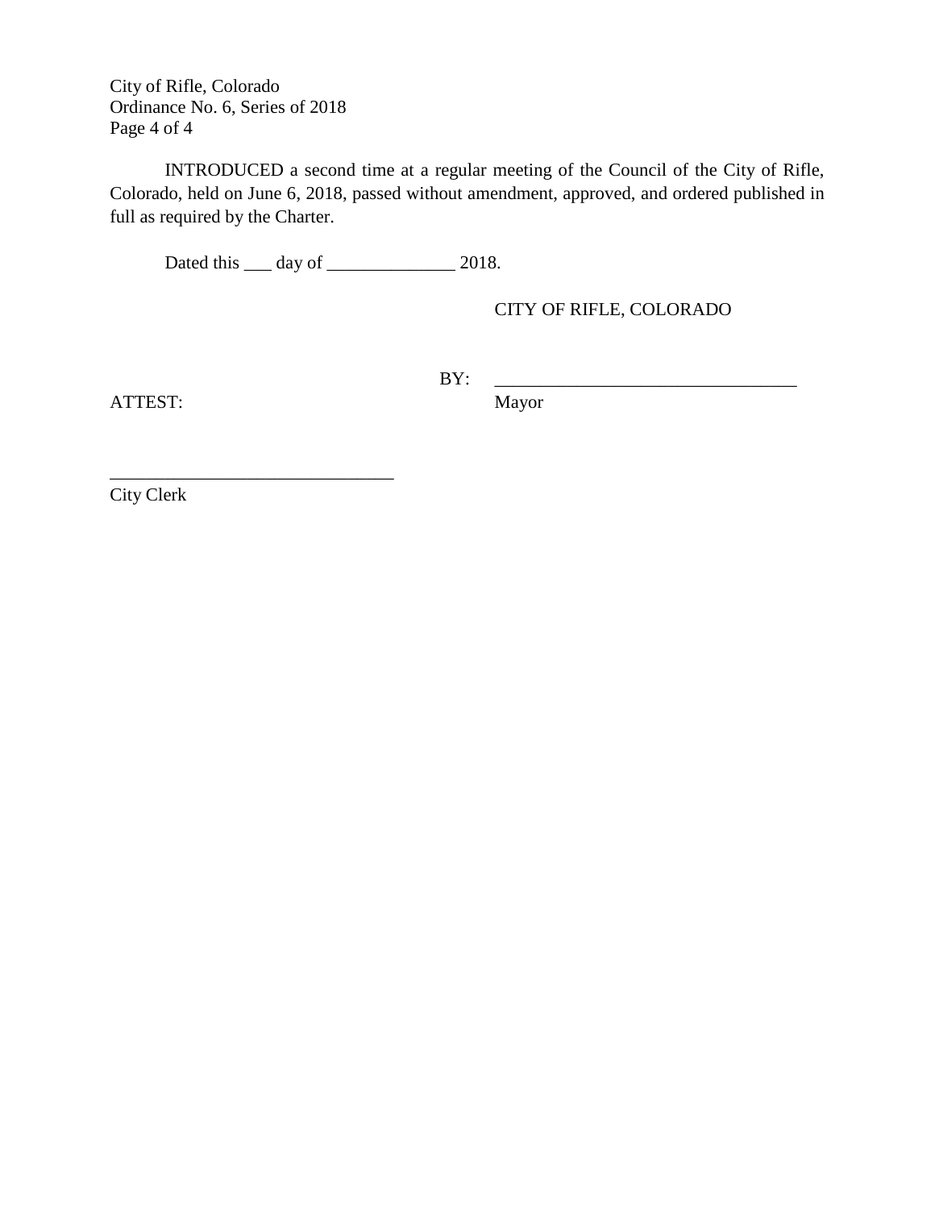INTRODUCED a second time at a regular meeting of the Council of the City of Rifle, Colorado, held on June 6, 2018, passed without amendment, approved, and ordered published in full as required by the Charter.

Dated this ___ day of ______________ 2018.

CITY OF RIFLE, COLORADO

BY: _________________________________
Mayor

ATTEST:

_______________________________
City Clerk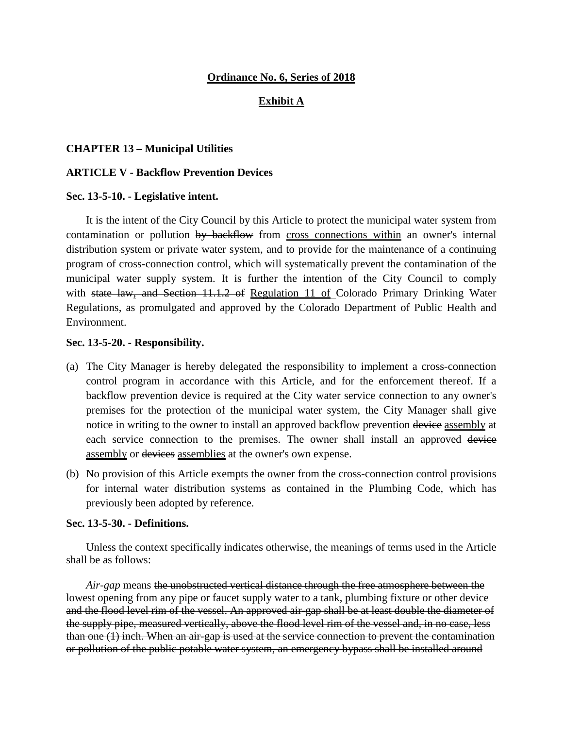**Ordinance No. 6, Series of 2018**

**Exhibit A**

**CHAPTER 13 – Municipal Utilities**

**ARTICLE V - Backflow Prevention Devices**

**Sec. 13-5-10. - Legislative intent.**

It is the intent of the City Council by this Article to protect the municipal water system from contamination or pollution ~~by backflow~~ from <u>cross connections within</u> an owner's internal distribution system or private water system, and to provide for the maintenance of a continuing program of cross-connection control, which will systematically prevent the contamination of the municipal water supply system. It is further the intention of the City Council to comply with ~~state law, and Section 11.1.2 of~~ <u>Regulation 11 of</u> Colorado Primary Drinking Water Regulations, as promulgated and approved by the Colorado Department of Public Health and Environment.

**Sec. 13-5-20. - Responsibility.**

(a) The City Manager is hereby delegated the responsibility to implement a cross-connection control program in accordance with this Article, and for the enforcement thereof. If a backflow prevention device is required at the City water service connection to any owner's premises for the protection of the municipal water system, the City Manager shall give notice in writing to the owner to install an approved backflow prevention ~~device~~ <u>assembly</u> at each service connection to the premises. The owner shall install an approved ~~device~~ <u>assembly</u> or ~~devices~~ <u>assemblies</u> at the owner's own expense.

(b) No provision of this Article exempts the owner from the cross-connection control provisions for internal water distribution systems as contained in the Plumbing Code, which has previously been adopted by reference.

**Sec. 13-5-30. - Definitions.**

Unless the context specifically indicates otherwise, the meanings of terms used in the Article shall be as follows:

*Air-gap* means ~~the unobstructed vertical distance through the free atmosphere between the lowest opening from any pipe or faucet supply water to a tank, plumbing fixture or other device and the flood level rim of the vessel. An approved air-gap shall be at least double the diameter of the supply pipe, measured vertically, above the flood level rim of the vessel and, in no case, less than one (1) inch. When an air-gap is used at the service connection to prevent the contamination or pollution of the public potable water system, an emergency bypass shall be installed around~~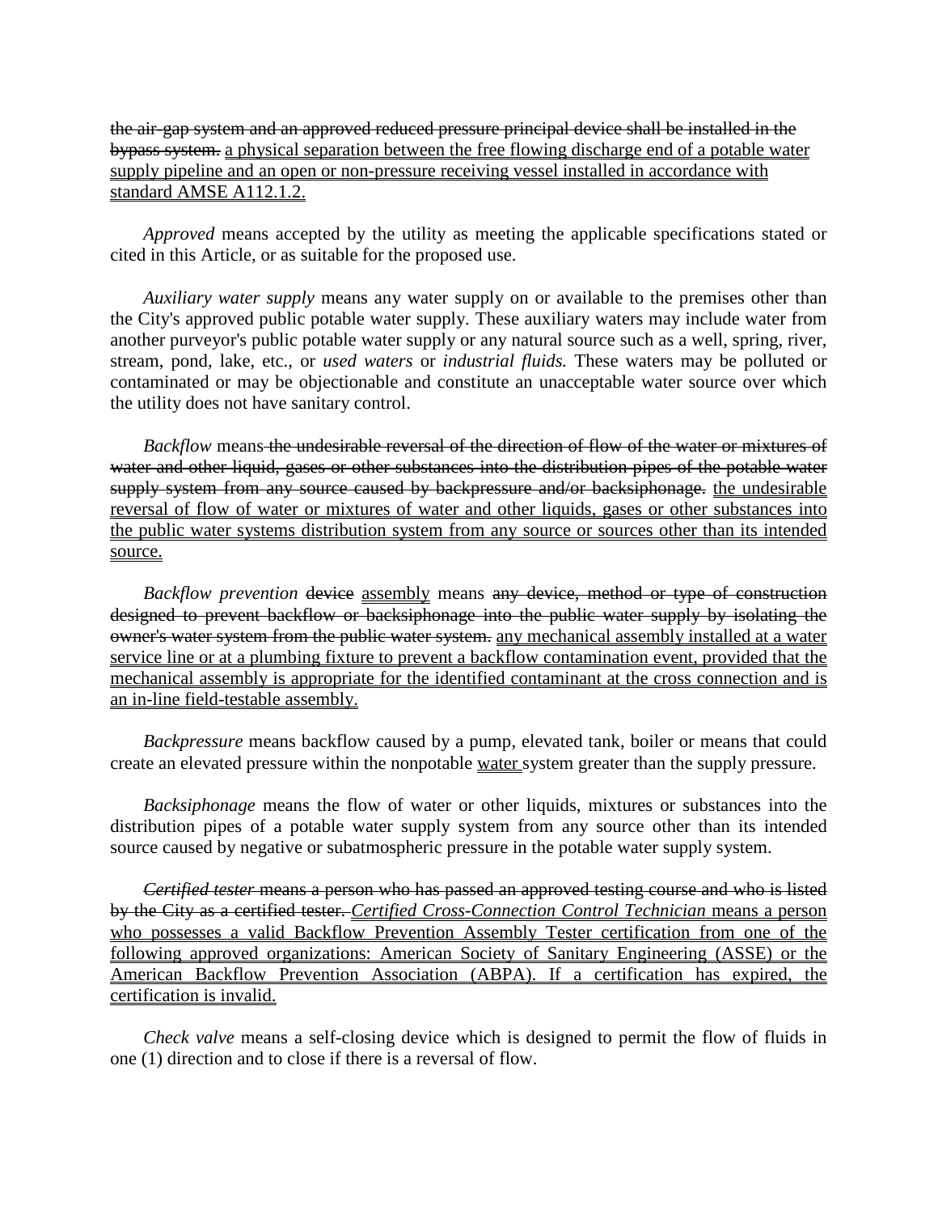~~the air-gap system and an approved reduced pressure principal device shall be installed in the bypass system.~~ <u>a physical separation between the free flowing discharge end of a potable water supply pipeline and an open or non-pressure receiving vessel installed in accordance with standard AMSE A112.1.2.</u>

*Approved* means accepted by the utility as meeting the applicable specifications stated or cited in this Article, or as suitable for the proposed use.

*Auxiliary water supply* means any water supply on or available to the premises other than the City's approved public potable water supply. These auxiliary waters may include water from another purveyor's public potable water supply or any natural source such as a well, spring, river, stream, pond, lake, etc., or *used waters* or *industrial fluids.* These waters may be polluted or contaminated or may be objectionable and constitute an unacceptable water source over which the utility does not have sanitary control.

*Backflow* means ~~the undesirable reversal of the direction of flow of the water or mixtures of water and other liquid, gases or other substances into the distribution pipes of the potable water supply system from any source caused by backpressure and/or backsiphonage.~~ <u>the undesirable reversal of flow of water or mixtures of water and other liquids, gases or other substances into the public water systems distribution system from any source or sources other than its intended source.</u>

*Backflow prevention* ~~device~~ <u>assembly</u> means ~~any device, method or type of construction designed to prevent backflow or backsiphonage into the public water supply by isolating the owner's water system from the public water system.~~ <u>any mechanical assembly installed at a water service line or at a plumbing fixture to prevent a backflow contamination event, provided that the mechanical assembly is appropriate for the identified contaminant at the cross connection and is an in-line field-testable assembly.</u>

*Backpressure* means backflow caused by a pump, elevated tank, boiler or means that could create an elevated pressure within the nonpotable <u>water</u> system greater than the supply pressure.

*Backsiphonage* means the flow of water or other liquids, mixtures or substances into the distribution pipes of a potable water supply system from any source other than its intended source caused by negative or subatmospheric pressure in the potable water supply system.

~~*Certified tester* means a person who has passed an approved testing course and who is listed by the City as a certified tester.~~ <u>*Certified Cross-Connection Control Technician* means a person who possesses a valid Backflow Prevention Assembly Tester certification from one of the following approved organizations: American Society of Sanitary Engineering (ASSE) or the American Backflow Prevention Association (ABPA). If a certification has expired, the certification is invalid.</u>

*Check valve* means a self-closing device which is designed to permit the flow of fluids in one (1) direction and to close if there is a reversal of flow.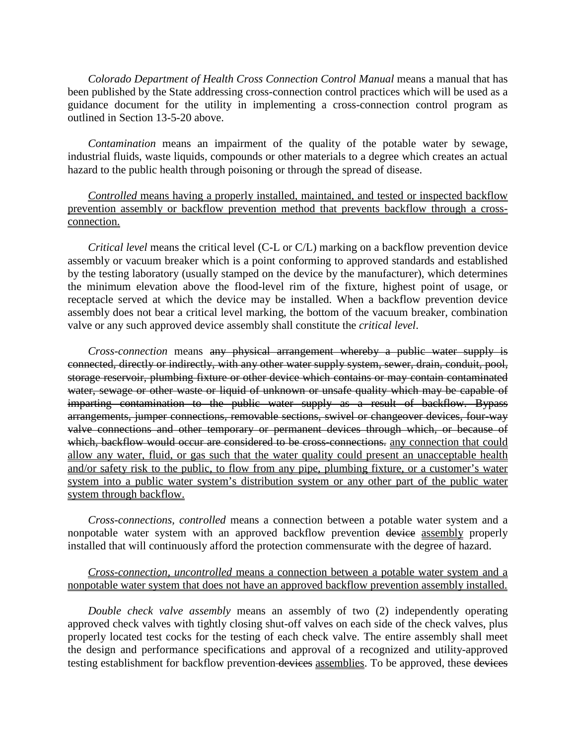*Colorado Department of Health Cross Connection Control Manual* means a manual that has been published by the State addressing cross-connection control practices which will be used as a guidance document for the utility in implementing a cross-connection control program as outlined in Section 13-5-20 above.

*Contamination* means an impairment of the quality of the potable water by sewage, industrial fluids, waste liquids, compounds or other materials to a degree which creates an actual hazard to the public health through poisoning or through the spread of disease.

<u>*Controlled* means having a properly installed, maintained, and tested or inspected backflow prevention assembly or backflow prevention method that prevents backflow through a cross-connection.</u>

*Critical level* means the critical level (C-L or C/L) marking on a backflow prevention device assembly or vacuum breaker which is a point conforming to approved standards and established by the testing laboratory (usually stamped on the device by the manufacturer), which determines the minimum elevation above the flood-level rim of the fixture, highest point of usage, or receptacle served at which the device may be installed. When a backflow prevention device assembly does not bear a critical level marking, the bottom of the vacuum breaker, combination valve or any such approved device assembly shall constitute the *critical level*.

*Cross-connection* means ~~any physical arrangement whereby a public water supply is connected, directly or indirectly, with any other water supply system, sewer, drain, conduit, pool, storage reservoir, plumbing fixture or other device which contains or may contain contaminated water, sewage or other waste or liquid of unknown or unsafe quality which may be capable of imparting contamination to the public water supply as a result of backflow. Bypass arrangements, jumper connections, removable sections, swivel or changeover devices, four-way valve connections and other temporary or permanent devices through which, or because of which, backflow would occur are considered to be cross-connections.~~ <u>any connection that could allow any water, fluid, or gas such that the water quality could present an unacceptable health and/or safety risk to the public, to flow from any pipe, plumbing fixture, or a customer's water system into a public water system's distribution system or any other part of the public water system through backflow.</u>

*Cross-connections, controlled* means a connection between a potable water system and a nonpotable water system with an approved backflow prevention ~~device~~ <u>assembly</u> properly installed that will continuously afford the protection commensurate with the degree of hazard.

<u>*Cross-connection, uncontrolled* means a connection between a potable water system and a nonpotable water system that does not have an approved backflow prevention assembly installed.</u>

*Double check valve assembly* means an assembly of two (2) independently operating approved check valves with tightly closing shut-off valves on each side of the check valves, plus properly located test cocks for the testing of each check valve. The entire assembly shall meet the design and performance specifications and approval of a recognized and utility-approved testing establishment for backflow prevention ~~devices~~ <u>assemblies</u>. To be approved, these ~~devices~~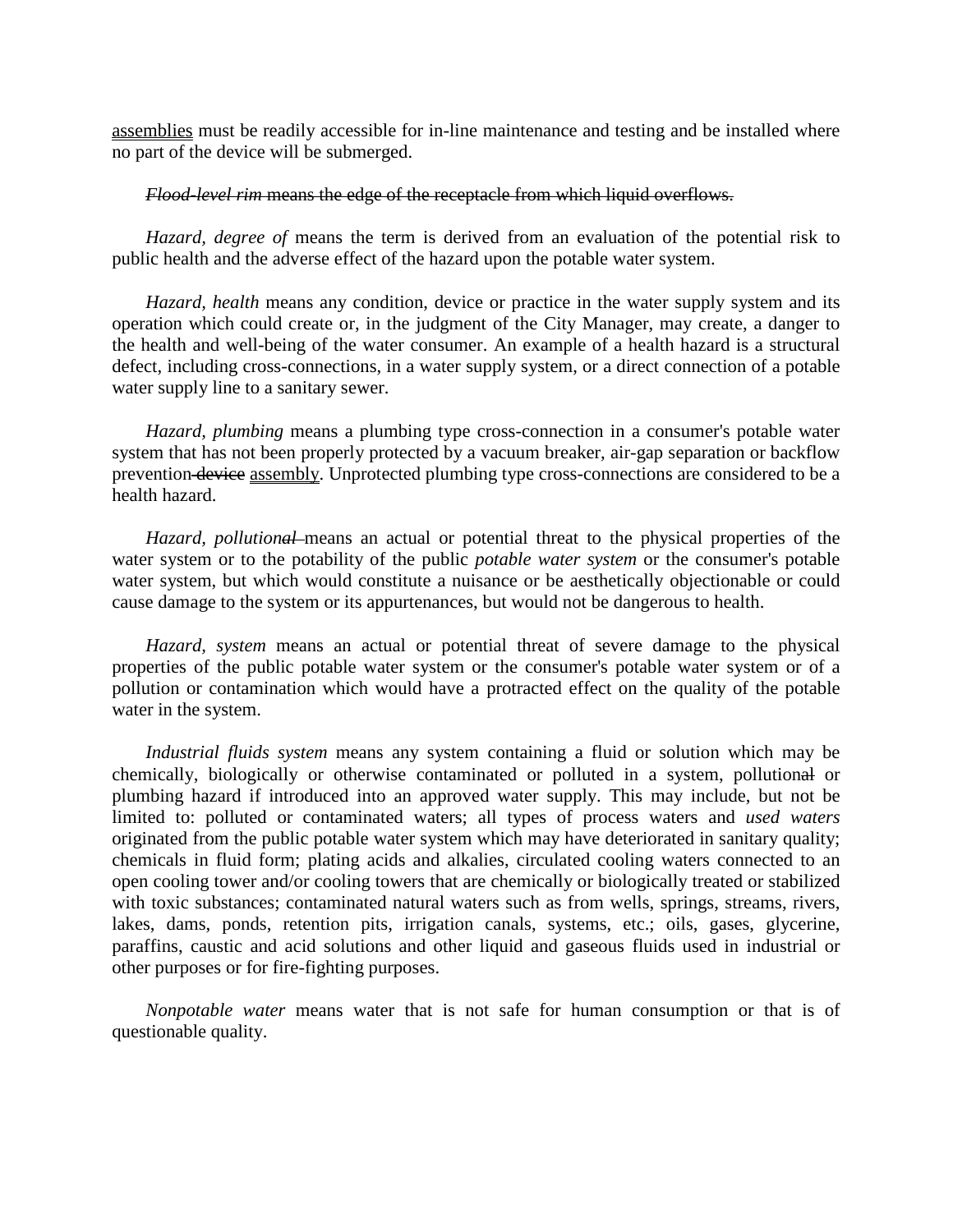<u>assemblies</u> must be readily accessible for in-line maintenance and testing and be installed where no part of the device will be submerged.

~~*Flood-level rim* means the edge of the receptacle from which liquid overflows.~~

*Hazard, degree of* means the term is derived from an evaluation of the potential risk to public health and the adverse effect of the hazard upon the potable water system.

*Hazard, health* means any condition, device or practice in the water supply system and its operation which could create or, in the judgment of the City Manager, may create, a danger to the health and well-being of the water consumer. An example of a health hazard is a structural defect, including cross-connections, in a water supply system, or a direct connection of a potable water supply line to a sanitary sewer.

*Hazard, plumbing* means a plumbing type cross-connection in a consumer's potable water system that has not been properly protected by a vacuum breaker, air-gap separation or backflow prevention ~~device~~ <u>assembly</u>. Unprotected plumbing type cross-connections are considered to be a health hazard.

*Hazard, pollution~~al~~* means an actual or potential threat to the physical properties of the water system or to the potability of the public *potable water system* or the consumer's potable water system, but which would constitute a nuisance or be aesthetically objectionable or could cause damage to the system or its appurtenances, but would not be dangerous to health.

*Hazard, system* means an actual or potential threat of severe damage to the physical properties of the public potable water system or the consumer's potable water system or of a pollution or contamination which would have a protracted effect on the quality of the potable water in the system.

*Industrial fluids system* means any system containing a fluid or solution which may be chemically, biologically or otherwise contaminated or polluted in a system, pollution~~al~~ or plumbing hazard if introduced into an approved water supply. This may include, but not be limited to: polluted or contaminated waters; all types of process waters and *used waters* originated from the public potable water system which may have deteriorated in sanitary quality; chemicals in fluid form; plating acids and alkalies, circulated cooling waters connected to an open cooling tower and/or cooling towers that are chemically or biologically treated or stabilized with toxic substances; contaminated natural waters such as from wells, springs, streams, rivers, lakes, dams, ponds, retention pits, irrigation canals, systems, etc.; oils, gases, glycerine, paraffins, caustic and acid solutions and other liquid and gaseous fluids used in industrial or other purposes or for fire-fighting purposes.

*Nonpotable water* means water that is not safe for human consumption or that is of questionable quality.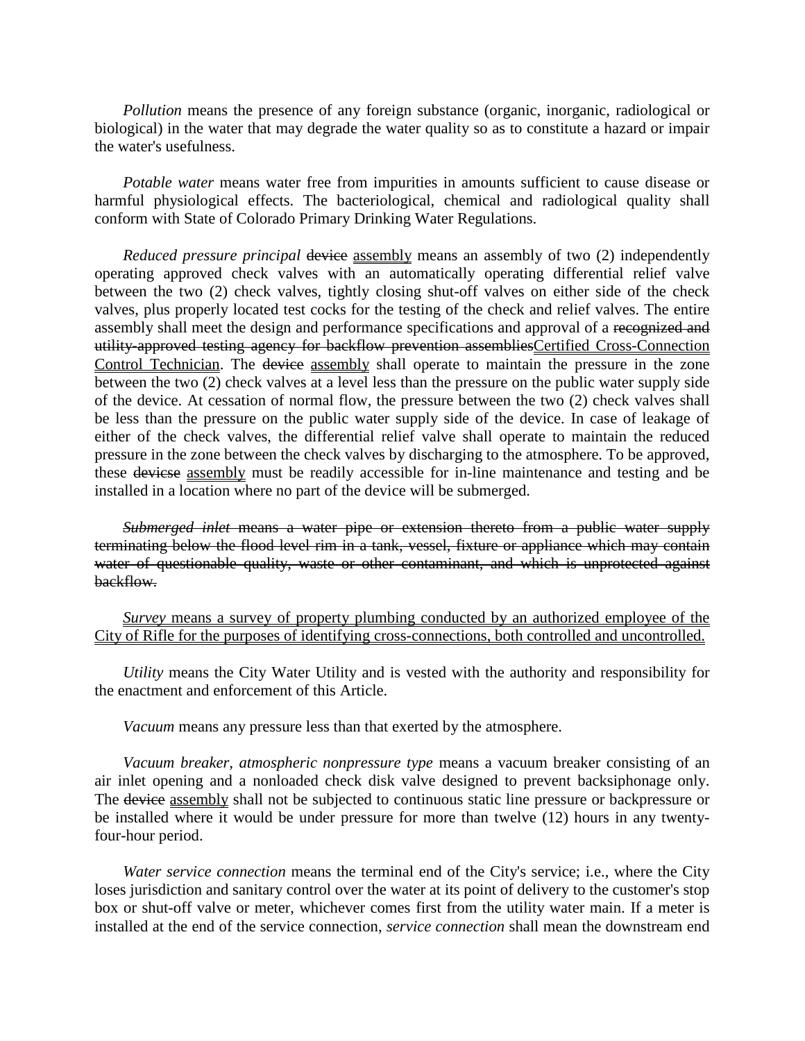*Pollution* means the presence of any foreign substance (organic, inorganic, radiological or biological) in the water that may degrade the water quality so as to constitute a hazard or impair the water's usefulness.

*Potable water* means water free from impurities in amounts sufficient to cause disease or harmful physiological effects. The bacteriological, chemical and radiological quality shall conform with State of Colorado Primary Drinking Water Regulations.

*Reduced pressure principal* ~~device~~ <u>assembly</u> means an assembly of two (2) independently operating approved check valves with an automatically operating differential relief valve between the two (2) check valves, tightly closing shut-off valves on either side of the check valves, plus properly located test cocks for the testing of the check and relief valves. The entire assembly shall meet the design and performance specifications and approval of a ~~recognized and utility-approved testing agency for backflow prevention assemblies~~<u>Certified Cross-Connection Control Technician</u>. The ~~device~~ <u>assembly</u> shall operate to maintain the pressure in the zone between the two (2) check valves at a level less than the pressure on the public water supply side of the device. At cessation of normal flow, the pressure between the two (2) check valves shall be less than the pressure on the public water supply side of the device. In case of leakage of either of the check valves, the differential relief valve shall operate to maintain the reduced pressure in the zone between the check valves by discharging to the atmosphere. To be approved, these ~~devicse~~ <u>assembly</u> must be readily accessible for in-line maintenance and testing and be installed in a location where no part of the device will be submerged.

~~*Submerged inlet* means a water pipe or extension thereto from a public water supply terminating below the flood level rim in a tank, vessel, fixture or appliance which may contain water of questionable quality, waste or other contaminant, and which is unprotected against backflow.~~

<u>*Survey* means a survey of property plumbing conducted by an authorized employee of the City of Rifle for the purposes of identifying cross-connections, both controlled and uncontrolled.</u>

*Utility* means the City Water Utility and is vested with the authority and responsibility for the enactment and enforcement of this Article.

*Vacuum* means any pressure less than that exerted by the atmosphere.

*Vacuum breaker, atmospheric nonpressure type* means a vacuum breaker consisting of an air inlet opening and a nonloaded check disk valve designed to prevent backsiphonage only. The ~~device~~ <u>assembly</u> shall not be subjected to continuous static line pressure or backpressure or be installed where it would be under pressure for more than twelve (12) hours in any twenty-four-hour period.

*Water service connection* means the terminal end of the City's service; i.e., where the City loses jurisdiction and sanitary control over the water at its point of delivery to the customer's stop box or shut-off valve or meter, whichever comes first from the utility water main. If a meter is installed at the end of the service connection, *service connection* shall mean the downstream end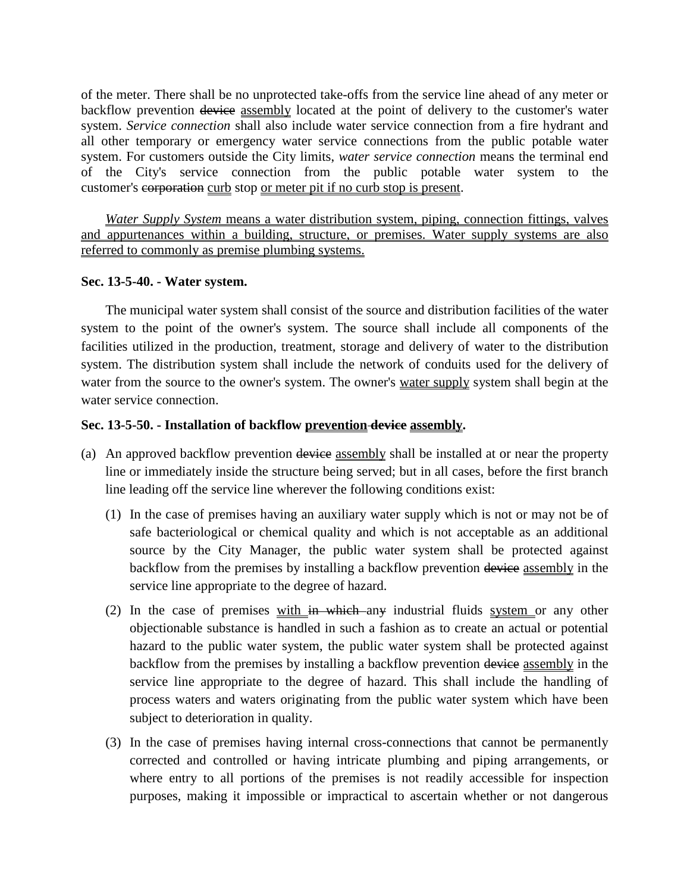of the meter. There shall be no unprotected take-offs from the service line ahead of any meter or backflow prevention ~~device~~ <u>assembly</u> located at the point of delivery to the customer's water system. *Service connection* shall also include water service connection from a fire hydrant and all other temporary or emergency water service connections from the public potable water system. For customers outside the City limits, *water service connection* means the terminal end of the City's service connection from the public potable water system to the customer's ~~corporation~~ <u>curb</u> stop <u>or meter pit if no curb stop is present</u>.

<u>*Water Supply System* means a water distribution system, piping, connection fittings, valves and appurtenances within a building, structure, or premises. Water supply systems are also referred to commonly as premise plumbing systems.</u>

**Sec. 13-5-40. - Water system.**

The municipal water system shall consist of the source and distribution facilities of the water system to the point of the owner's system. The source shall include all components of the facilities utilized in the production, treatment, storage and delivery of water to the distribution system. The distribution system shall include the network of conduits used for the delivery of water from the source to the owner's system. The owner's <u>water supply</u> system shall begin at the water service connection.

**Sec. 13-5-50. - Installation of backflow <u>prevention</u> ~~device~~ <u>assembly</u>.**

(a) An approved backflow prevention ~~device~~ <u>assembly</u> shall be installed at or near the property line or immediately inside the structure being served; but in all cases, before the first branch line leading off the service line wherever the following conditions exist:

   (1) In the case of premises having an auxiliary water supply which is not or may not be of safe bacteriological or chemical quality and which is not acceptable as an additional source by the City Manager, the public water system shall be protected against backflow from the premises by installing a backflow prevention ~~device~~ <u>assembly</u> in the service line appropriate to the degree of hazard.

   (2) In the case of premises <u>with</u> ~~in which~~ an~~y~~ industrial fluids <u>system</u> or any other objectionable substance is handled in such a fashion as to create an actual or potential hazard to the public water system, the public water system shall be protected against backflow from the premises by installing a backflow prevention ~~device~~ <u>assembly</u> in the service line appropriate to the degree of hazard. This shall include the handling of process waters and waters originating from the public water system which have been subject to deterioration in quality.

   (3) In the case of premises having internal cross-connections that cannot be permanently corrected and controlled or having intricate plumbing and piping arrangements, or where entry to all portions of the premises is not readily accessible for inspection purposes, making it impossible or impractical to ascertain whether or not dangerous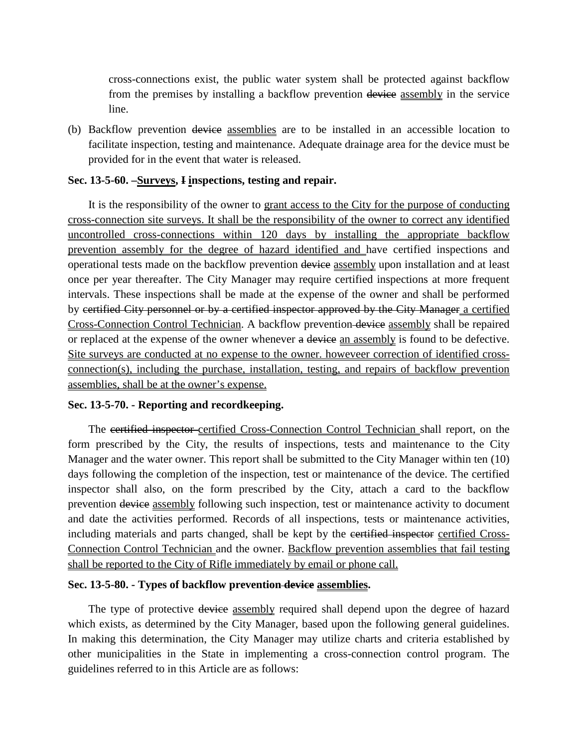cross-connections exist, the public water system shall be protected against backflow from the premises by installing a backflow prevention ~~device~~ <u>assembly</u> in the service line.

(b) Backflow prevention ~~device~~ <u>assemblies</u> are to be installed in an accessible location to facilitate inspection, testing and maintenance. Adequate drainage area for the device must be provided for in the event that water is released.

**Sec. 13-5-60. –<u>Surveys</u>, ~~I~~ <u>i</u>nspections, testing and repair.**

It is the responsibility of the owner to <u>grant access to the City for the purpose of conducting cross-connection site surveys. It shall be the responsibility of the owner to correct any identified uncontrolled cross-connections within 120 days by installing the appropriate backflow prevention assembly for the degree of hazard identified and</u> have certified inspections and operational tests made on the backflow prevention ~~device~~ <u>assembly</u> upon installation and at least once per year thereafter. The City Manager may require certified inspections at more frequent intervals. These inspections shall be made at the expense of the owner and shall be performed by ~~certified City personnel or by a certified inspector approved by the City Manager~~ <u>a certified Cross-Connection Control Technician</u>. A backflow prevention ~~device~~ <u>assembly</u> shall be repaired or replaced at the expense of the owner whenever ~~a device~~ <u>an assembly</u> is found to be defective. <u>Site surveys are conducted at no expense to the owner. howeveer correction of identified cross-connection(s), including the purchase, installation, testing, and repairs of backflow prevention assemblies, shall be at the owner's expense.</u>

**Sec. 13-5-70. - Reporting and recordkeeping.**

The ~~certified inspector~~ <u>certified Cross-Connection Control Technician</u> shall report, on the form prescribed by the City, the results of inspections, tests and maintenance to the City Manager and the water owner. This report shall be submitted to the City Manager within ten (10) days following the completion of the inspection, test or maintenance of the device. The certified inspector shall also, on the form prescribed by the City, attach a card to the backflow prevention ~~device~~ <u>assembly</u> following such inspection, test or maintenance activity to document and date the activities performed. Records of all inspections, tests or maintenance activities, including materials and parts changed, shall be kept by the ~~certified inspector~~ <u>certified Cross-Connection Control Technician</u> and the owner. <u>Backflow prevention assemblies that fail testing shall be reported to the City of Rifle immediately by email or phone call.</u>

**Sec. 13-5-80. - Types of backflow prevention ~~device~~ <u>assemblies</u>.**

The type of protective ~~device~~ <u>assembly</u> required shall depend upon the degree of hazard which exists, as determined by the City Manager, based upon the following general guidelines. In making this determination, the City Manager may utilize charts and criteria established by other municipalities in the State in implementing a cross-connection control program. The guidelines referred to in this Article are as follows: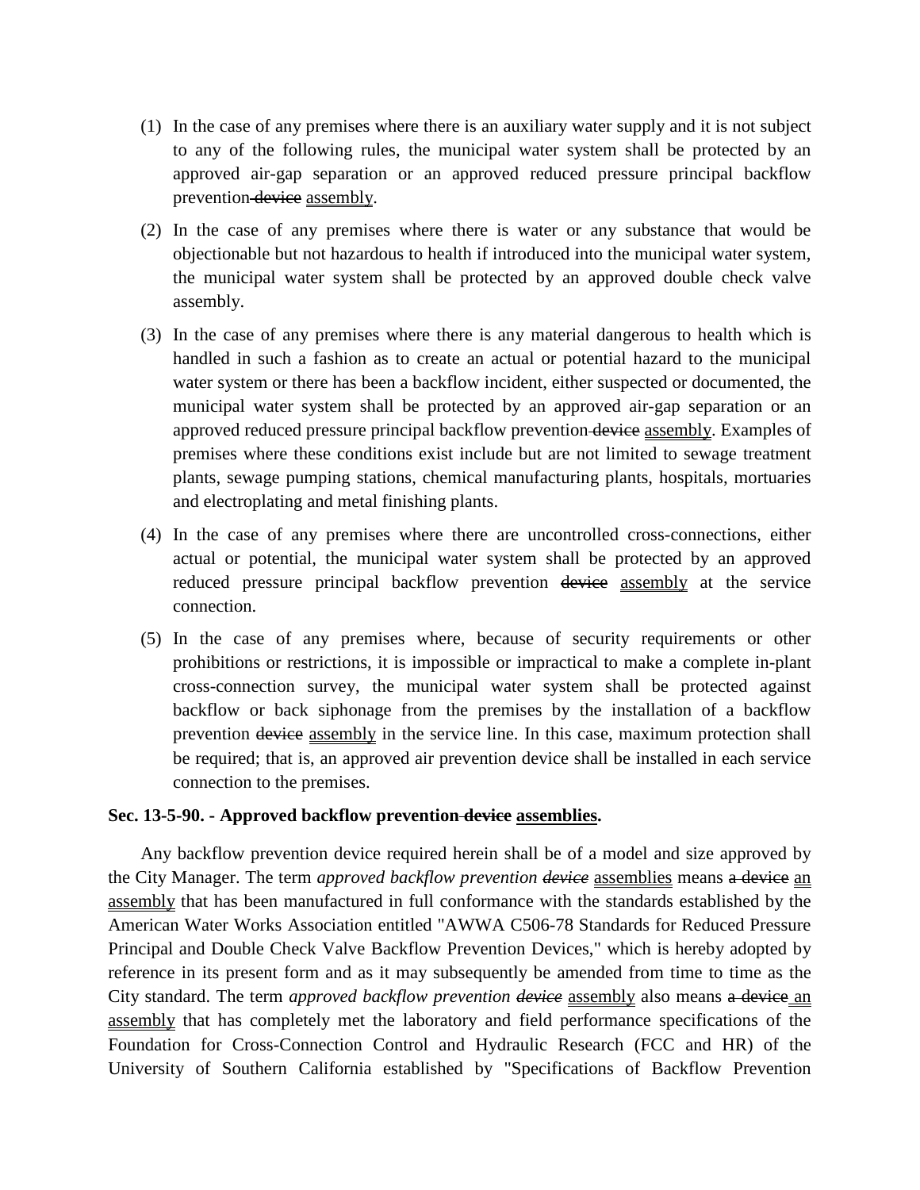(1) In the case of any premises where there is an auxiliary water supply and it is not subject to any of the following rules, the municipal water system shall be protected by an approved air-gap separation or an approved reduced pressure principal backflow prevention ~~device~~ <u>assembly</u>.

(2) In the case of any premises where there is water or any substance that would be objectionable but not hazardous to health if introduced into the municipal water system, the municipal water system shall be protected by an approved double check valve assembly.

(3) In the case of any premises where there is any material dangerous to health which is handled in such a fashion as to create an actual or potential hazard to the municipal water system or there has been a backflow incident, either suspected or documented, the municipal water system shall be protected by an approved air-gap separation or an approved reduced pressure principal backflow prevention ~~device~~ <u>assembly</u>. Examples of premises where these conditions exist include but are not limited to sewage treatment plants, sewage pumping stations, chemical manufacturing plants, hospitals, mortuaries and electroplating and metal finishing plants.

(4) In the case of any premises where there are uncontrolled cross-connections, either actual or potential, the municipal water system shall be protected by an approved reduced pressure principal backflow prevention ~~device~~ <u>assembly</u> at the service connection.

(5) In the case of any premises where, because of security requirements or other prohibitions or restrictions, it is impossible or impractical to make a complete in-plant cross-connection survey, the municipal water system shall be protected against backflow or back siphonage from the premises by the installation of a backflow prevention ~~device~~ <u>assembly</u> in the service line. In this case, maximum protection shall be required; that is, an approved air prevention device shall be installed in each service connection to the premises.

**Sec. 13-5-90. - Approved backflow prevention ~~device~~ <u>assemblies</u>.**

Any backflow prevention device required herein shall be of a model and size approved by the City Manager. The term *approved backflow prevention ~~device~~* <u>assemblies</u> means ~~a device~~ <u>an assembly</u> that has been manufactured in full conformance with the standards established by the American Water Works Association entitled "AWWA C506-78 Standards for Reduced Pressure Principal and Double Check Valve Backflow Prevention Devices," which is hereby adopted by reference in its present form and as it may subsequently be amended from time to time as the City standard. The term *approved backflow prevention ~~device~~* <u>assembly</u> also means ~~a device~~ <u>an assembly</u> that has completely met the laboratory and field performance specifications of the Foundation for Cross-Connection Control and Hydraulic Research (FCC and HR) of the University of Southern California established by "Specifications of Backflow Prevention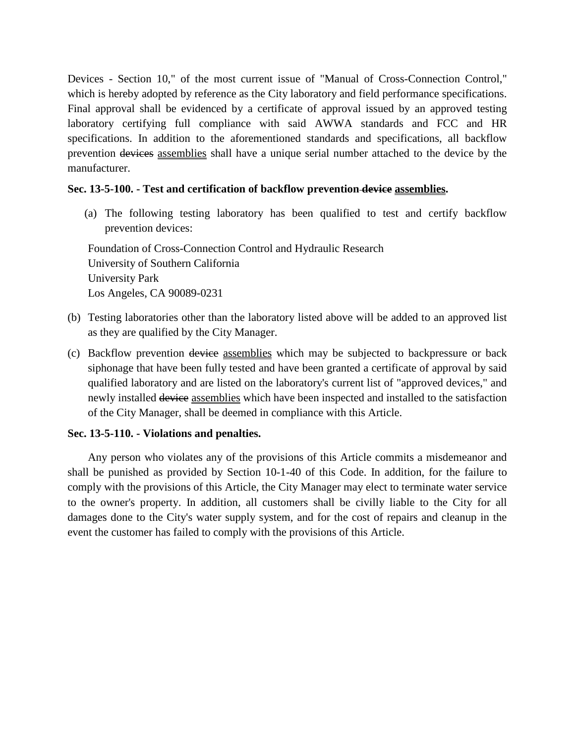Devices - Section 10," of the most current issue of "Manual of Cross-Connection Control," which is hereby adopted by reference as the City laboratory and field performance specifications. Final approval shall be evidenced by a certificate of approval issued by an approved testing laboratory certifying full compliance with said AWWA standards and FCC and HR specifications. In addition to the aforementioned standards and specifications, all backflow prevention ~~devices~~ <u>assemblies</u> shall have a unique serial number attached to the device by the manufacturer.

**Sec. 13-5-100. - Test and certification of backflow prevention ~~device~~ <u>assemblies</u>.**

(a) The following testing laboratory has been qualified to test and certify backflow prevention devices:

Foundation of Cross-Connection Control and Hydraulic Research
University of Southern California
University Park
Los Angeles, CA 90089-0231

(b) Testing laboratories other than the laboratory listed above will be added to an approved list as they are qualified by the City Manager.

(c) Backflow prevention ~~device~~ <u>assemblies</u> which may be subjected to backpressure or back siphonage that have been fully tested and have been granted a certificate of approval by said qualified laboratory and are listed on the laboratory's current list of "approved devices," and newly installed ~~device~~ <u>assemblies</u> which have been inspected and installed to the satisfaction of the City Manager, shall be deemed in compliance with this Article.

**Sec. 13-5-110. - Violations and penalties.**

Any person who violates any of the provisions of this Article commits a misdemeanor and shall be punished as provided by Section 10-1-40 of this Code. In addition, for the failure to comply with the provisions of this Article, the City Manager may elect to terminate water service to the owner's property. In addition, all customers shall be civilly liable to the City for all damages done to the City's water supply system, and for the cost of repairs and cleanup in the event the customer has failed to comply with the provisions of this Article.